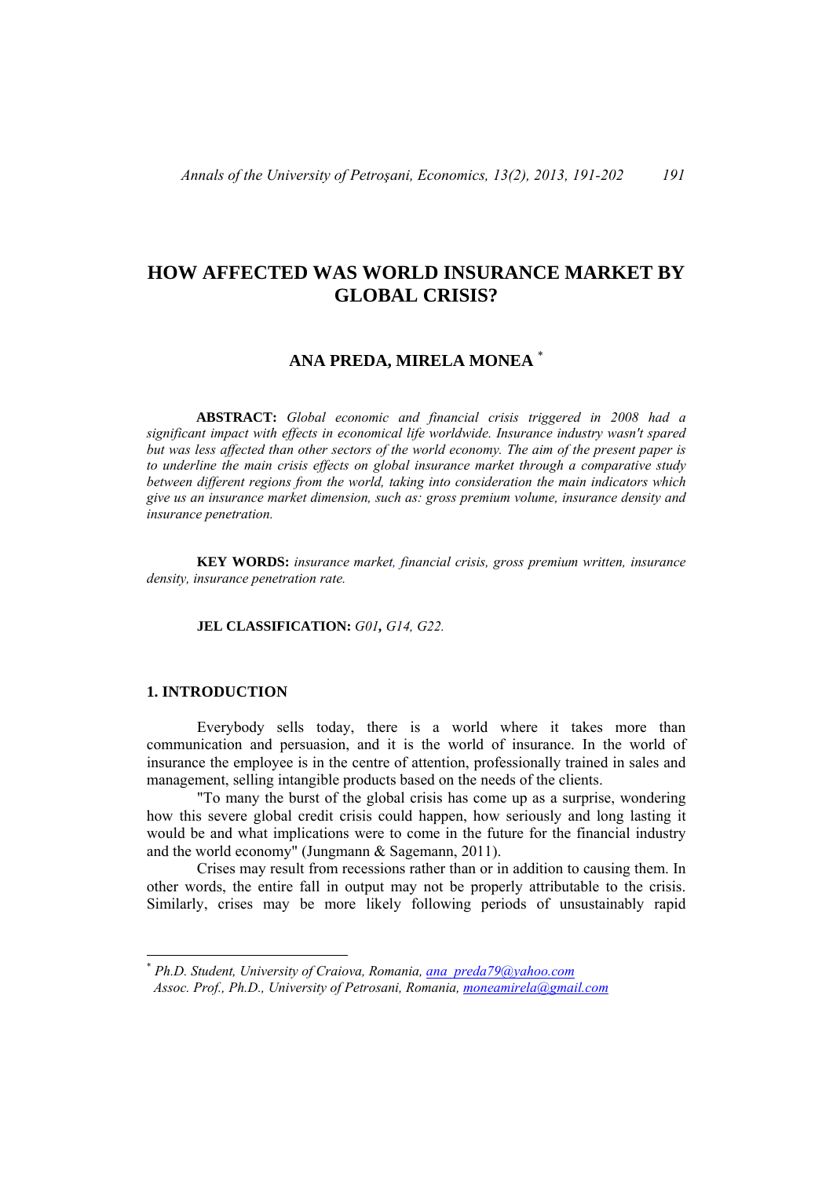# HOW AFFECTED WAS WORLD INSURANCE MARKET BY GLOBAL CRISIS?

## ANA PREDA, MIRELA MONEA [*]

**ABSTRACT:** *Global economic and financial crisis triggered in 2008 had a significant impact with effects in economical life worldwide. Insurance industry wasn't spared but was less affected than other sectors of the world economy. The aim of the present paper is to underline the main crisis effects on global insurance market through a comparative study between different regions from the world, taking into consideration the main indicators which give us an insurance market dimension, such as: gross premium volume, insurance density and insurance penetration.*

**KEY WORDS:** *insurance market, financial crisis, gross premium written, insurance density, insurance penetration rate.*

**JEL CLASSIFICATION:** *G01***,** *G14, G22.*

## 1. INTRODUCTION

Everybody sells today, there is a world where it takes more than communication and persuasion, and it is the world of insurance. In the world of insurance the employee is in the centre of attention, professionally trained in sales and management, selling intangible products based on the needs of the clients.

"To many the burst of the global crisis has come up as a surprise, wondering how this severe global credit crisis could happen, how seriously and long lasting it would be and what implications were to come in the future for the financial industry and the world economy" (Jungmann & Sagemann, 2011).

Crises may result from recessions rather than or in addition to causing them. In other words, the entire fall in output may not be properly attributable to the crisis. Similarly, crises may be more likely following periods of unsustainably rapid

---

[*] *Ph.D. Student, University of Craiova, Romania, ana_preda79@yahoo.com*
*Assoc. Prof., Ph.D., University of Petrosani, Romania, moneamirela@gmail.com*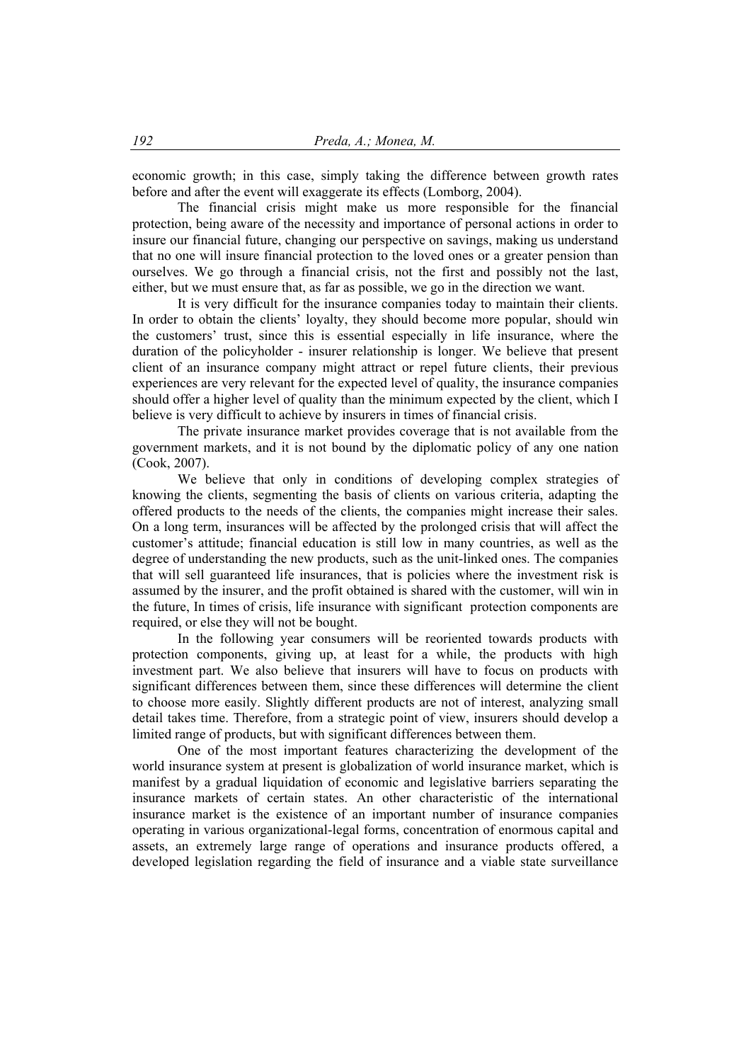economic growth; in this case, simply taking the difference between growth rates before and after the event will exaggerate its effects (Lomborg, 2004).

The financial crisis might make us more responsible for the financial protection, being aware of the necessity and importance of personal actions in order to insure our financial future, changing our perspective on savings, making us understand that no one will insure financial protection to the loved ones or a greater pension than ourselves. We go through a financial crisis, not the first and possibly not the last, either, but we must ensure that, as far as possible, we go in the direction we want.

It is very difficult for the insurance companies today to maintain their clients. In order to obtain the clients' loyalty, they should become more popular, should win the customers' trust, since this is essential especially in life insurance, where the duration of the policyholder - insurer relationship is longer. We believe that present client of an insurance company might attract or repel future clients, their previous experiences are very relevant for the expected level of quality, the insurance companies should offer a higher level of quality than the minimum expected by the client, which I believe is very difficult to achieve by insurers in times of financial crisis.

The private insurance market provides coverage that is not available from the government markets, and it is not bound by the diplomatic policy of any one nation (Cook, 2007).

We believe that only in conditions of developing complex strategies of knowing the clients, segmenting the basis of clients on various criteria, adapting the offered products to the needs of the clients, the companies might increase their sales. On a long term, insurances will be affected by the prolonged crisis that will affect the customer's attitude; financial education is still low in many countries, as well as the degree of understanding the new products, such as the unit-linked ones. The companies that will sell guaranteed life insurances, that is policies where the investment risk is assumed by the insurer, and the profit obtained is shared with the customer, will win in the future, In times of crisis, life insurance with significant protection components are required, or else they will not be bought.

In the following year consumers will be reoriented towards products with protection components, giving up, at least for a while, the products with high investment part. We also believe that insurers will have to focus on products with significant differences between them, since these differences will determine the client to choose more easily. Slightly different products are not of interest, analyzing small detail takes time. Therefore, from a strategic point of view, insurers should develop a limited range of products, but with significant differences between them.

One of the most important features characterizing the development of the world insurance system at present is globalization of world insurance market, which is manifest by a gradual liquidation of economic and legislative barriers separating the insurance markets of certain states. An other characteristic of the international insurance market is the existence of an important number of insurance companies operating in various organizational-legal forms, concentration of enormous capital and assets, an extremely large range of operations and insurance products offered, a developed legislation regarding the field of insurance and a viable state surveillance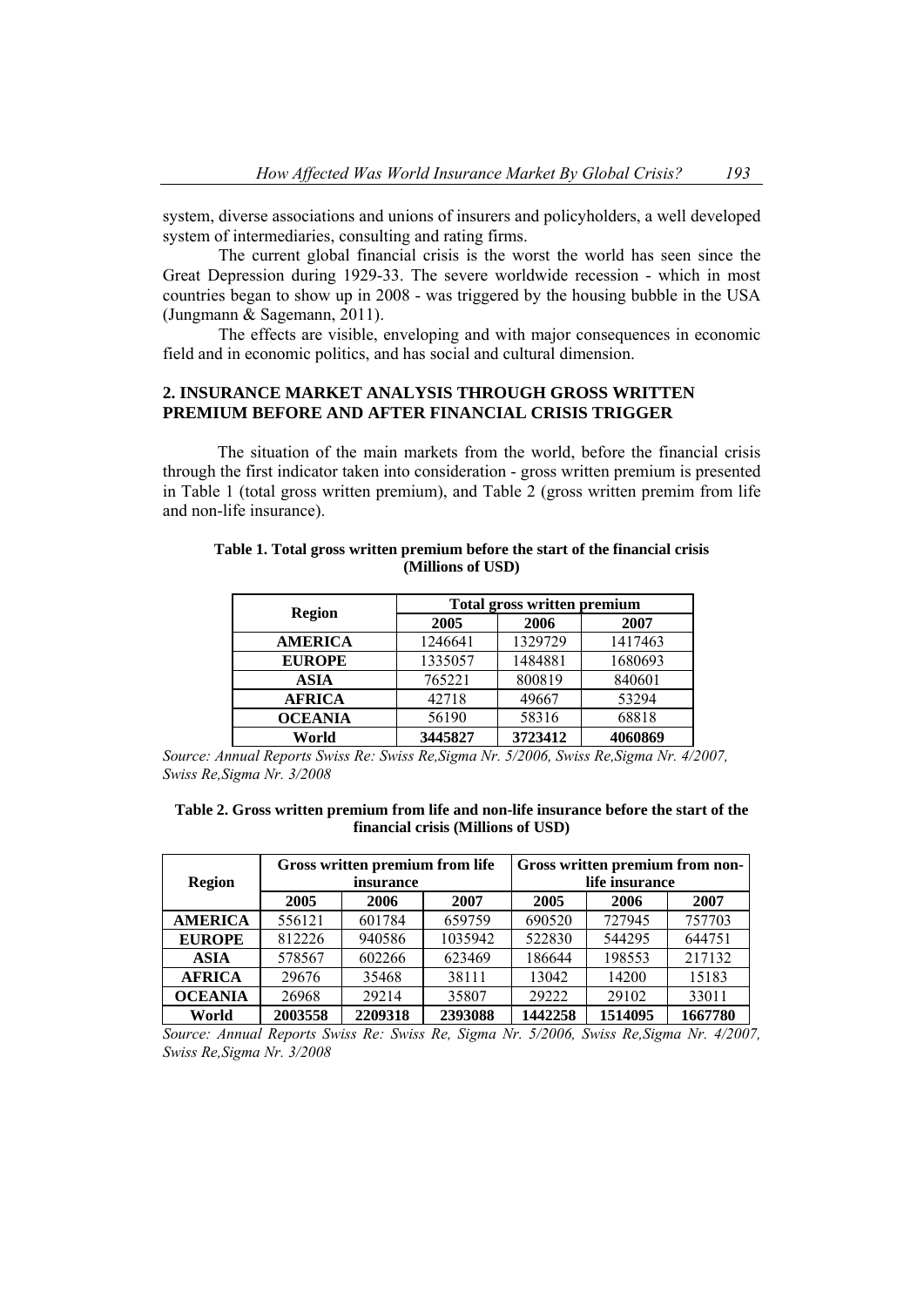system, diverse associations and unions of insurers and policyholders, a well developed system of intermediaries, consulting and rating firms.

The current global financial crisis is the worst the world has seen since the Great Depression during 1929-33. The severe worldwide recession - which in most countries began to show up in 2008 - was triggered by the housing bubble in the USA (Jungmann & Sagemann, 2011).

The effects are visible, enveloping and with major consequences in economic field and in economic politics, and has social and cultural dimension.

## 2. INSURANCE MARKET ANALYSIS THROUGH GROSS WRITTEN PREMIUM BEFORE AND AFTER FINANCIAL CRISIS TRIGGER

The situation of the main markets from the world, before the financial crisis through the first indicator taken into consideration - gross written premium is presented in Table 1 (total gross written premium), and Table 2 (gross written premim from life and non-life insurance).

**Table 1. Total gross written premium before the start of the financial crisis (Millions of USD)**

| Region | Total gross written premium | | |
|---|---|---|---|
| | 2005 | 2006 | 2007 |
| **AMERICA** | 1246641 | 1329729 | 1417463 |
| **EUROPE** | 1335057 | 1484881 | 1680693 |
| **ASIA** | 765221 | 800819 | 840601 |
| **AFRICA** | 42718 | 49667 | 53294 |
| **OCEANIA** | 56190 | 58316 | 68818 |
| **World** | **3445827** | **3723412** | **4060869** |

*Source: Annual Reports Swiss Re: Swiss Re,Sigma Nr. 5/2006, Swiss Re,Sigma Nr. 4/2007, Swiss Re,Sigma Nr. 3/2008*

**Table 2. Gross written premium from life and non-life insurance before the start of the financial crisis (Millions of USD)**

| Region | Gross written premium from life insurance | | | Gross written premium from non-life insurance | | |
|---|---|---|---|---|---|---|
| | 2005 | 2006 | 2007 | 2005 | 2006 | 2007 |
| **AMERICA** | 556121 | 601784 | 659759 | 690520 | 727945 | 757703 |
| **EUROPE** | 812226 | 940586 | 1035942 | 522830 | 544295 | 644751 |
| **ASIA** | 578567 | 602266 | 623469 | 186644 | 198553 | 217132 |
| **AFRICA** | 29676 | 35468 | 38111 | 13042 | 14200 | 15183 |
| **OCEANIA** | 26968 | 29214 | 35807 | 29222 | 29102 | 33011 |
| **World** | **2003558** | **2209318** | **2393088** | **1442258** | **1514095** | **1667780** |

*Source: Annual Reports Swiss Re: Swiss Re, Sigma Nr. 5/2006, Swiss Re,Sigma Nr. 4/2007, Swiss Re,Sigma Nr. 3/2008*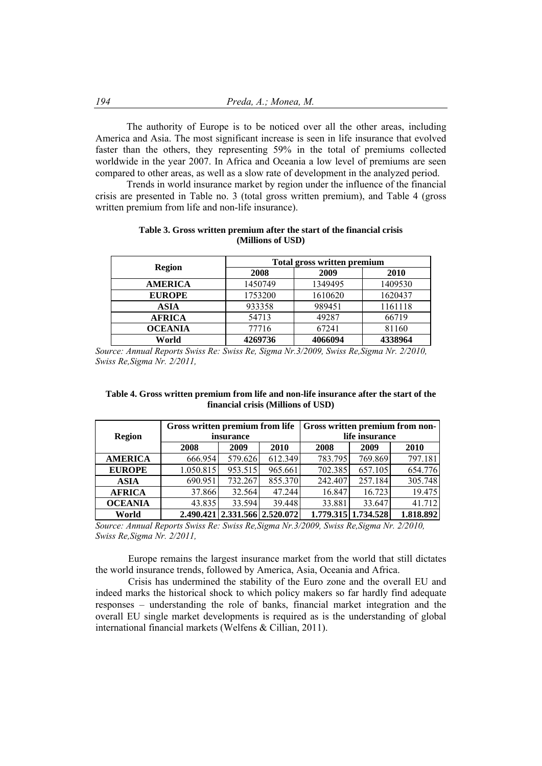The authority of Europe is to be noticed over all the other areas, including America and Asia. The most significant increase is seen in life insurance that evolved faster than the others, they representing 59% in the total of premiums collected worldwide in the year 2007. In Africa and Oceania a low level of premiums are seen compared to other areas, as well as a slow rate of development in the analyzed period.

Trends in world insurance market by region under the influence of the financial crisis are presented in Table no. 3 (total gross written premium), and Table 4 (gross written premium from life and non-life insurance).

**Table 3. Gross written premium after the start of the financial crisis (Millions of USD)**

| Region | Total gross written premium | | |
|---|---|---|---|
| | **2008** | **2009** | **2010** |
| **AMERICA** | 1450749 | 1349495 | 1409530 |
| **EUROPE** | 1753200 | 1610620 | 1620437 |
| **ASIA** | 933358 | 989451 | 1161118 |
| **AFRICA** | 54713 | 49287 | 66719 |
| **OCEANIA** | 77716 | 67241 | 81160 |
| **World** | **4269736** | **4066094** | **4338964** |

*Source: Annual Reports Swiss Re: Swiss Re, Sigma Nr.3/2009, Swiss Re,Sigma Nr. 2/2010, Swiss Re,Sigma Nr. 2/2011,*

**Table 4. Gross written premium from life and non-life insurance after the start of the financial crisis (Millions of USD)**

| Region | Gross written premium from life insurance | | | Gross written premium from non-life insurance | | |
|---|---|---|---|---|---|---|
| | **2008** | **2009** | **2010** | **2008** | **2009** | **2010** |
| **AMERICA** | 666.954 | 579.626 | 612.349 | 783.795 | 769.869 | 797.181 |
| **EUROPE** | 1.050.815 | 953.515 | 965.661 | 702.385 | 657.105 | 654.776 |
| **ASIA** | 690.951 | 732.267 | 855.370 | 242.407 | 257.184 | 305.748 |
| **AFRICA** | 37.866 | 32.564 | 47.244 | 16.847 | 16.723 | 19.475 |
| **OCEANIA** | 43.835 | 33.594 | 39.448 | 33.881 | 33.647 | 41.712 |
| **World** | **2.490.421** | **2.331.566** | **2.520.072** | **1.779.315** | **1.734.528** | **1.818.892** |

*Source: Annual Reports Swiss Re: Swiss Re,Sigma Nr.3/2009, Swiss Re,Sigma Nr. 2/2010, Swiss Re,Sigma Nr. 2/2011,*

Europe remains the largest insurance market from the world that still dictates the world insurance trends, followed by America, Asia, Oceania and Africa.

Crisis has undermined the stability of the Euro zone and the overall EU and indeed marks the historical shock to which policy makers so far hardly find adequate responses – understanding the role of banks, financial market integration and the overall EU single market developments is required as is the understanding of global international financial markets (Welfens & Cillian, 2011).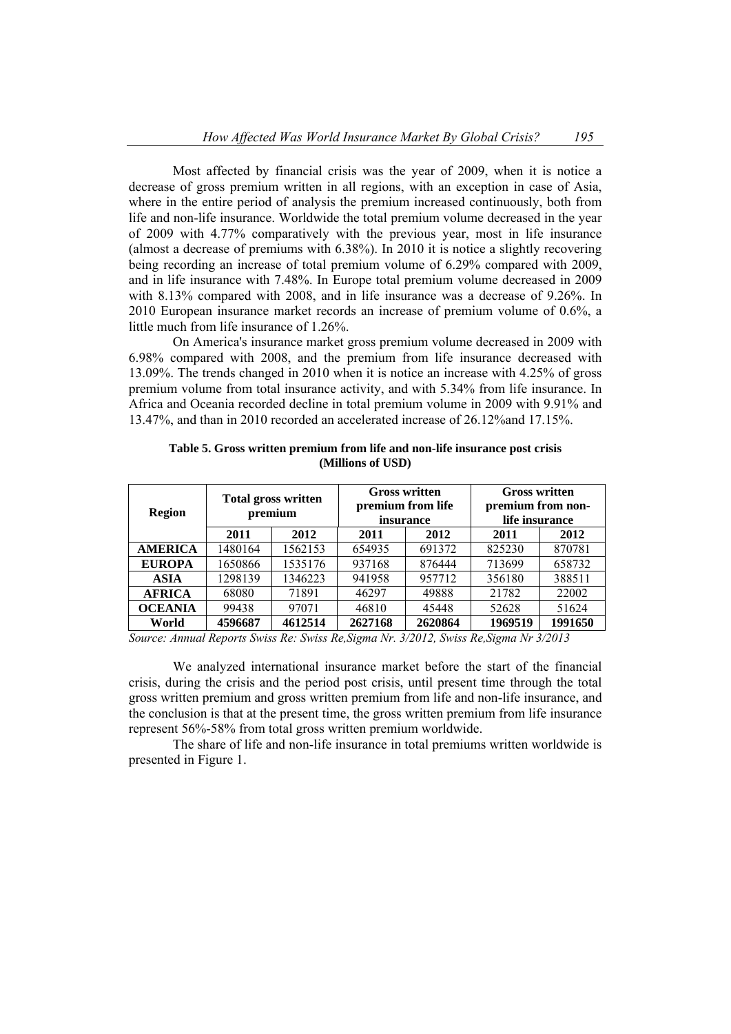Most affected by financial crisis was the year of 2009, when it is notice a decrease of gross premium written in all regions, with an exception in case of Asia, where in the entire period of analysis the premium increased continuously, both from life and non-life insurance. Worldwide the total premium volume decreased in the year of 2009 with 4.77% comparatively with the previous year, most in life insurance (almost a decrease of premiums with 6.38%). In 2010 it is notice a slightly recovering being recording an increase of total premium volume of 6.29% compared with 2009, and in life insurance with 7.48%. In Europe total premium volume decreased in 2009 with 8.13% compared with 2008, and in life insurance was a decrease of 9.26%. In 2010 European insurance market records an increase of premium volume of 0.6%, a little much from life insurance of 1.26%.

On America's insurance market gross premium volume decreased in 2009 with 6.98% compared with 2008, and the premium from life insurance decreased with 13.09%. The trends changed in 2010 when it is notice an increase with 4.25% of gross premium volume from total insurance activity, and with 5.34% from life insurance. In Africa and Oceania recorded decline in total premium volume in 2009 with 9.91% and 13.47%, and than in 2010 recorded an accelerated increase of 26.12%and 17.15%.

**Table 5. Gross written premium from life and non-life insurance post crisis (Millions of USD)**

| Region | Total gross written premium | | Gross written premium from life insurance | | Gross written premium from non-life insurance | |
|---|---|---|---|---|---|---|
| | 2011 | 2012 | 2011 | 2012 | 2011 | 2012 |
| **AMERICA** | 1480164 | 1562153 | 654935 | 691372 | 825230 | 870781 |
| **EUROPA** | 1650866 | 1535176 | 937168 | 876444 | 713699 | 658732 |
| **ASIA** | 1298139 | 1346223 | 941958 | 957712 | 356180 | 388511 |
| **AFRICA** | 68080 | 71891 | 46297 | 49888 | 21782 | 22002 |
| **OCEANIA** | 99438 | 97071 | 46810 | 45448 | 52628 | 51624 |
| **World** | **4596687** | **4612514** | **2627168** | **2620864** | **1969519** | **1991650** |

*Source: Annual Reports Swiss Re: Swiss Re,Sigma Nr. 3/2012, Swiss Re,Sigma Nr 3/2013*

We analyzed international insurance market before the start of the financial crisis, during the crisis and the period post crisis, until present time through the total gross written premium and gross written premium from life and non-life insurance, and the conclusion is that at the present time, the gross written premium from life insurance represent 56%-58% from total gross written premium worldwide.

The share of life and non-life insurance in total premiums written worldwide is presented in Figure 1.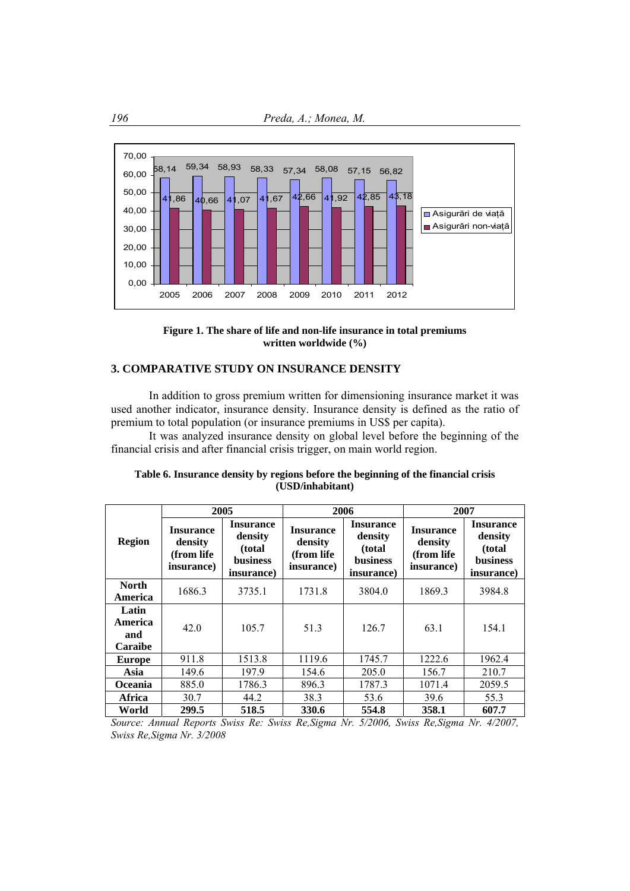**Figure 1. The share of life and non-life insurance in total premiums written worldwide (%)**

## 3. COMPARATIVE STUDY ON INSURANCE DENSITY

In addition to gross premium written for dimensioning insurance market it was used another indicator, insurance density. Insurance density is defined as the ratio of premium to total population (or insurance premiums in US$ per capita).

It was analyzed insurance density on global level before the beginning of the financial crisis and after financial crisis trigger, on main world region.

**Table 6. Insurance density by regions before the beginning of the financial crisis (USD/inhabitant)**

| Region | 2005 | | 2006 | | 2007 | |
|---|---|---|---|---|---|---|
| | Insurance density (from life insurance) | Insurance density (total business insurance) | Insurance density (from life insurance) | Insurance density (total business insurance) | Insurance density (from life insurance) | Insurance density (total business insurance) |
| **North America** | 1686.3 | 3735.1 | 1731.8 | 3804.0 | 1869.3 | 3984.8 |
| **Latin America and Caraibe** | 42.0 | 105.7 | 51.3 | 126.7 | 63.1 | 154.1 |
| **Europe** | 911.8 | 1513.8 | 1119.6 | 1745.7 | 1222.6 | 1962.4 |
| **Asia** | 149.6 | 197.9 | 154.6 | 205.0 | 156.7 | 210.7 |
| **Oceania** | 885.0 | 1786.3 | 896.3 | 1787.3 | 1071.4 | 2059.5 |
| **Africa** | 30.7 | 44.2 | 38.3 | 53.6 | 39.6 | 55.3 |
| **World** | **299.5** | **518.5** | **330.6** | **554.8** | **358.1** | **607.7** |

*Source: Annual Reports Swiss Re: Swiss Re,Sigma Nr. 5/2006, Swiss Re,Sigma Nr. 4/2007, Swiss Re,Sigma Nr. 3/2008*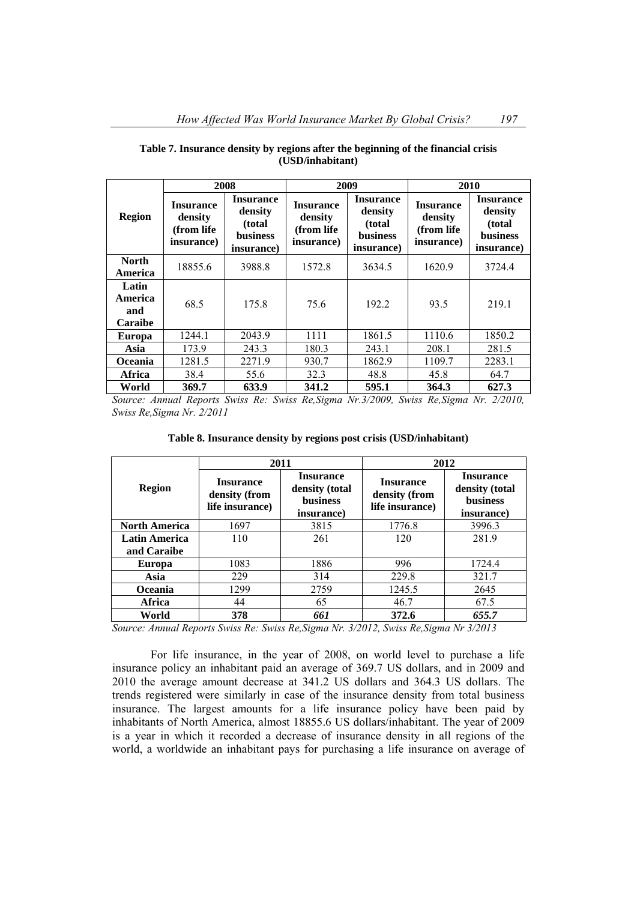**Table 7. Insurance density by regions after the beginning of the financial crisis (USD/inhabitant)**

| Region | 2008 | | 2009 | | 2010 | |
|---|---|---|---|---|---|---|
| | Insurance density (from life insurance) | Insurance density (total business insurance) | Insurance density (from life insurance) | Insurance density (total business insurance) | Insurance density (from life insurance) | Insurance density (total business insurance) |
| **North America** | 18855.6 | 3988.8 | 1572.8 | 3634.5 | 1620.9 | 3724.4 |
| **Latin America and Caraibe** | 68.5 | 175.8 | 75.6 | 192.2 | 93.5 | 219.1 |
| **Europa** | 1244.1 | 2043.9 | 1111 | 1861.5 | 1110.6 | 1850.2 |
| **Asia** | 173.9 | 243.3 | 180.3 | 243.1 | 208.1 | 281.5 |
| **Oceania** | 1281.5 | 2271.9 | 930.7 | 1862.9 | 1109.7 | 2283.1 |
| **Africa** | 38.4 | 55.6 | 32.3 | 48.8 | 45.8 | 64.7 |
| **World** | **369.7** | **633.9** | **341.2** | **595.1** | **364.3** | **627.3** |

*Source: Annual Reports Swiss Re: Swiss Re,Sigma Nr.3/2009, Swiss Re,Sigma Nr. 2/2010, Swiss Re,Sigma Nr. 2/2011*

**Table 8. Insurance density by regions post crisis (USD/inhabitant)**

| Region | 2011 | | 2012 | |
|---|---|---|---|---|
| | Insurance density (from life insurance) | Insurance density (total business insurance) | Insurance density (from life insurance) | Insurance density (total business insurance) |
| **North America** | 1697 | 3815 | 1776.8 | 3996.3 |
| **Latin America and Caraibe** | 110 | 261 | 120 | 281.9 |
| **Europa** | 1083 | 1886 | 996 | 1724.4 |
| **Asia** | 229 | 314 | 229.8 | 321.7 |
| **Oceania** | 1299 | 2759 | 1245.5 | 2645 |
| **Africa** | 44 | 65 | 46.7 | 67.5 |
| **World** | **378** | ***661*** | **372.6** | ***655.7*** |

*Source: Annual Reports Swiss Re: Swiss Re,Sigma Nr. 3/2012, Swiss Re,Sigma Nr 3/2013*

For life insurance, in the year of 2008, on world level to purchase a life insurance policy an inhabitant paid an average of 369.7 US dollars, and in 2009 and 2010 the average amount decrease at 341.2 US dollars and 364.3 US dollars. The trends registered were similarly in case of the insurance density from total business insurance. The largest amounts for a life insurance policy have been paid by inhabitants of North America, almost 18855.6 US dollars/inhabitant. The year of 2009 is a year in which it recorded a decrease of insurance density in all regions of the world, a worldwide an inhabitant pays for purchasing a life insurance on average of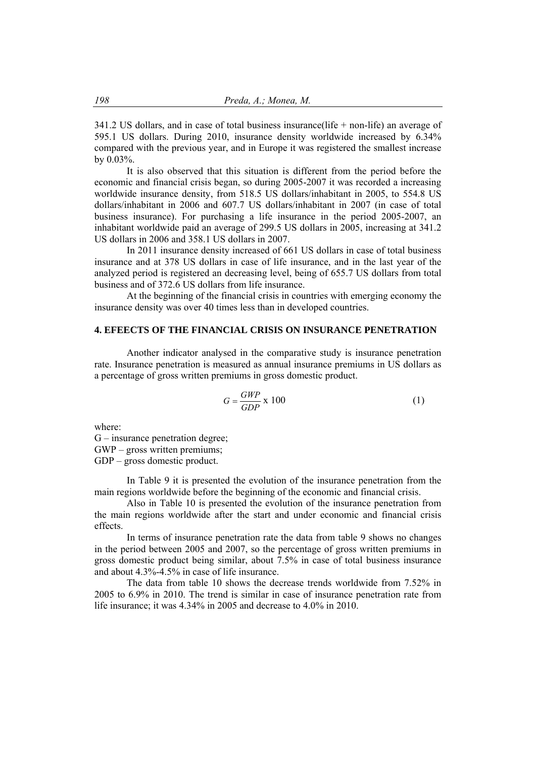341.2 US dollars, and in case of total business insurance(life + non-life) an average of 595.1 US dollars. During 2010, insurance density worldwide increased by 6.34% compared with the previous year, and in Europe it was registered the smallest increase by 0.03%.

It is also observed that this situation is different from the period before the economic and financial crisis began, so during 2005-2007 it was recorded a increasing worldwide insurance density, from 518.5 US dollars/inhabitant in 2005, to 554.8 US dollars/inhabitant in 2006 and 607.7 US dollars/inhabitant in 2007 (in case of total business insurance). For purchasing a life insurance in the period 2005-2007, an inhabitant worldwide paid an average of 299.5 US dollars in 2005, increasing at 341.2 US dollars in 2006 and 358.1 US dollars in 2007.

In 2011 insurance density increased of 661 US dollars in case of total business insurance and at 378 US dollars in case of life insurance, and in the last year of the analyzed period is registered an decreasing level, being of 655.7 US dollars from total business and of 372.6 US dollars from life insurance.

At the beginning of the financial crisis in countries with emerging economy the insurance density was over 40 times less than in developed countries.

## 4. EFEECTS OF THE FINANCIAL CRISIS ON INSURANCE PENETRATION

Another indicator analysed in the comparative study is insurance penetration rate. Insurance penetration is measured as annual insurance premiums in US dollars as a percentage of gross written premiums in gross domestic product.

$$G = \frac{GWP}{GDP} \text{ x } 100 \qquad (1)$$

where:
G – insurance penetration degree;
GWP – gross written premiums;
GDP – gross domestic product.

In Table 9 it is presented the evolution of the insurance penetration from the main regions worldwide before the beginning of the economic and financial crisis.

Also in Table 10 is presented the evolution of the insurance penetration from the main regions worldwide after the start and under economic and financial crisis effects.

In terms of insurance penetration rate the data from table 9 shows no changes in the period between 2005 and 2007, so the percentage of gross written premiums in gross domestic product being similar, about 7.5% in case of total business insurance and about 4.3%-4.5% in case of life insurance.

The data from table 10 shows the decrease trends worldwide from 7.52% in 2005 to 6.9% in 2010. The trend is similar in case of insurance penetration rate from life insurance; it was 4.34% in 2005 and decrease to 4.0% in 2010.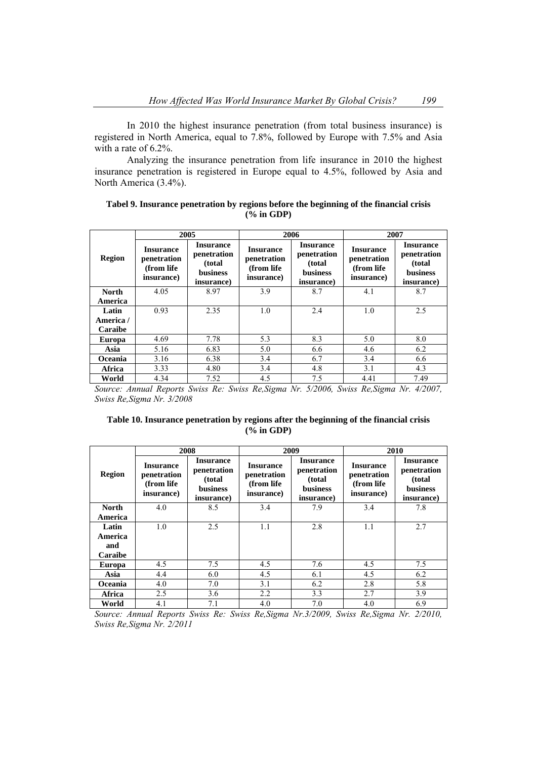In 2010 the highest insurance penetration (from total business insurance) is registered in North America, equal to 7.8%, followed by Europe with 7.5% and Asia with a rate of 6.2%.

Analyzing the insurance penetration from life insurance in 2010 the highest insurance penetration is registered in Europe equal to 4.5%, followed by Asia and North America (3.4%).

**Tabel 9. Insurance penetration by regions before the beginning of the financial crisis (% in GDP)**

| Region | 2005 | | 2006 | | 2007 | |
|---|---|---|---|---|---|---|
| | Insurance penetration (from life insurance) | Insurance penetration (total business insurance) | Insurance penetration (from life insurance) | Insurance penetration (total business insurance) | Insurance penetration (from life insurance) | Insurance penetration (total business insurance) |
| North America | 4.05 | 8.97 | 3.9 | 8.7 | 4.1 | 8.7 |
| Latin America / Caraibe | 0.93 | 2.35 | 1.0 | 2.4 | 1.0 | 2.5 |
| Europa | 4.69 | 7.78 | 5.3 | 8.3 | 5.0 | 8.0 |
| Asia | 5.16 | 6.83 | 5.0 | 6.6 | 4.6 | 6.2 |
| Oceania | 3.16 | 6.38 | 3.4 | 6.7 | 3.4 | 6.6 |
| Africa | 3.33 | 4.80 | 3.4 | 4.8 | 3.1 | 4.3 |
| World | 4.34 | 7.52 | 4.5 | 7.5 | 4.41 | 7.49 |

*Source: Annual Reports Swiss Re: Swiss Re,Sigma Nr. 5/2006, Swiss Re,Sigma Nr. 4/2007, Swiss Re,Sigma Nr. 3/2008*

**Table 10. Insurance penetration by regions after the beginning of the financial crisis (% in GDP)**

| Region | 2008 | | 2009 | | 2010 | |
|---|---|---|---|---|---|---|
| | Insurance penetration (from life insurance) | Insurance penetration (total business insurance) | Insurance penetration (from life insurance) | Insurance penetration (total business insurance) | Insurance penetration (from life insurance) | Insurance penetration (total business insurance) |
| North America | 4.0 | 8.5 | 3.4 | 7.9 | 3.4 | 7.8 |
| Latin America and Caraibe | 1.0 | 2.5 | 1.1 | 2.8 | 1.1 | 2.7 |
| Europa | 4.5 | 7.5 | 4.5 | 7.6 | 4.5 | 7.5 |
| Asia | 4.4 | 6.0 | 4.5 | 6.1 | 4.5 | 6.2 |
| Oceania | 4.0 | 7.0 | 3.1 | 6.2 | 2.8 | 5.8 |
| Africa | 2.5 | 3.6 | 2.2 | 3.3 | 2.7 | 3.9 |
| World | 4.1 | 7.1 | 4.0 | 7.0 | 4.0 | 6.9 |

*Source: Annual Reports Swiss Re: Swiss Re,Sigma Nr.3/2009, Swiss Re,Sigma Nr. 2/2010, Swiss Re,Sigma Nr. 2/2011*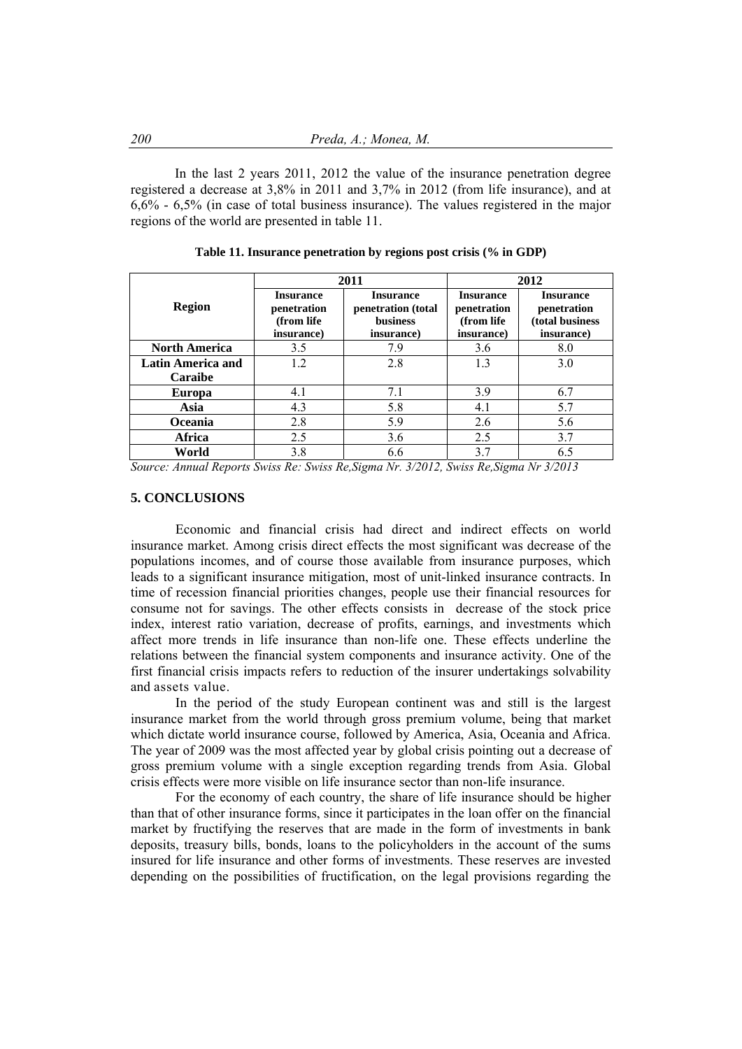In the last 2 years 2011, 2012 the value of the insurance penetration degree registered a decrease at 3,8% in 2011 and 3,7% in 2012 (from life insurance), and at 6,6% - 6,5% (in case of total business insurance). The values registered in the major regions of the world are presented in table 11.

**Table 11. Insurance penetration by regions post crisis (% in GDP)**

| Region | 2011 | | 2012 | |
|---|---|---|---|---|
| | **Insurance penetration (from life insurance)** | **Insurance penetration (total business insurance)** | **Insurance penetration (from life insurance)** | **Insurance penetration (total business insurance)** |
| **North America** | 3.5 | 7.9 | 3.6 | 8.0 |
| **Latin America and Caraibe** | 1.2 | 2.8 | 1.3 | 3.0 |
| **Europa** | 4.1 | 7.1 | 3.9 | 6.7 |
| **Asia** | 4.3 | 5.8 | 4.1 | 5.7 |
| **Oceania** | 2.8 | 5.9 | 2.6 | 5.6 |
| **Africa** | 2.5 | 3.6 | 2.5 | 3.7 |
| **World** | 3.8 | 6.6 | 3.7 | 6.5 |

*Source: Annual Reports Swiss Re: Swiss Re,Sigma Nr. 3/2012, Swiss Re,Sigma Nr 3/2013*

## 5. CONCLUSIONS

Economic and financial crisis had direct and indirect effects on world insurance market. Among crisis direct effects the most significant was decrease of the populations incomes, and of course those available from insurance purposes, which leads to a significant insurance mitigation, most of unit-linked insurance contracts. In time of recession financial priorities changes, people use their financial resources for consume not for savings. The other effects consists in decrease of the stock price index, interest ratio variation, decrease of profits, earnings, and investments which affect more trends in life insurance than non-life one. These effects underline the relations between the financial system components and insurance activity. One of the first financial crisis impacts refers to reduction of the insurer undertakings solvability and assets value.

In the period of the study European continent was and still is the largest insurance market from the world through gross premium volume, being that market which dictate world insurance course, followed by America, Asia, Oceania and Africa. The year of 2009 was the most affected year by global crisis pointing out a decrease of gross premium volume with a single exception regarding trends from Asia. Global crisis effects were more visible on life insurance sector than non-life insurance.

For the economy of each country, the share of life insurance should be higher than that of other insurance forms, since it participates in the loan offer on the financial market by fructifying the reserves that are made in the form of investments in bank deposits, treasury bills, bonds, loans to the policyholders in the account of the sums insured for life insurance and other forms of investments. These reserves are invested depending on the possibilities of fructification, on the legal provisions regarding the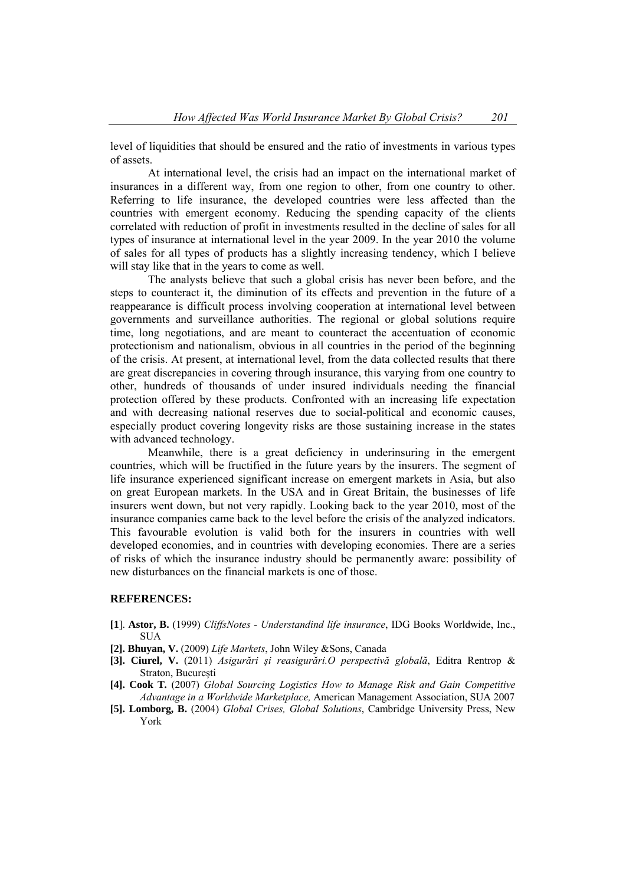level of liquidities that should be ensured and the ratio of investments in various types of assets.

At international level, the crisis had an impact on the international market of insurances in a different way, from one region to other, from one country to other. Referring to life insurance, the developed countries were less affected than the countries with emergent economy. Reducing the spending capacity of the clients correlated with reduction of profit in investments resulted in the decline of sales for all types of insurance at international level in the year 2009. In the year 2010 the volume of sales for all types of products has a slightly increasing tendency, which I believe will stay like that in the years to come as well.

The analysts believe that such a global crisis has never been before, and the steps to counteract it, the diminution of its effects and prevention in the future of a reappearance is difficult process involving cooperation at international level between governments and surveillance authorities. The regional or global solutions require time, long negotiations, and are meant to counteract the accentuation of economic protectionism and nationalism, obvious in all countries in the period of the beginning of the crisis. At present, at international level, from the data collected results that there are great discrepancies in covering through insurance, this varying from one country to other, hundreds of thousands of under insured individuals needing the financial protection offered by these products. Confronted with an increasing life expectation and with decreasing national reserves due to social-political and economic causes, especially product covering longevity risks are those sustaining increase in the states with advanced technology.

Meanwhile, there is a great deficiency in underinsuring in the emergent countries, which will be fructified in the future years by the insurers. The segment of life insurance experienced significant increase on emergent markets in Asia, but also on great European markets. In the USA and in Great Britain, the businesses of life insurers went down, but not very rapidly. Looking back to the year 2010, most of the insurance companies came back to the level before the crisis of the analyzed indicators. This favourable evolution is valid both for the insurers in countries with well developed economies, and in countries with developing economies. There are a series of risks of which the insurance industry should be permanently aware: possibility of new disturbances on the financial markets is one of those.

## REFERENCES:

**[1**]. **Astor, B.** (1999) *CliffsNotes - Understandind life insurance*, IDG Books Worldwide, Inc., SUA

**[2]. Bhuyan, V.** (2009) *Life Markets*, John Wiley &Sons, Canada

**[3]. Ciurel, V.** (2011) *Asigurări şi reasigurări.O perspectivă globală*, Editra Rentrop & Straton, Bucureşti

**[4]. Cook T.** (2007) *Global Sourcing Logistics How to Manage Risk and Gain Competitive Advantage in a Worldwide Marketplace,* American Management Association, SUA 2007

**[5]. Lomborg, B.** (2004) *Global Crises, Global Solutions*, Cambridge University Press, New York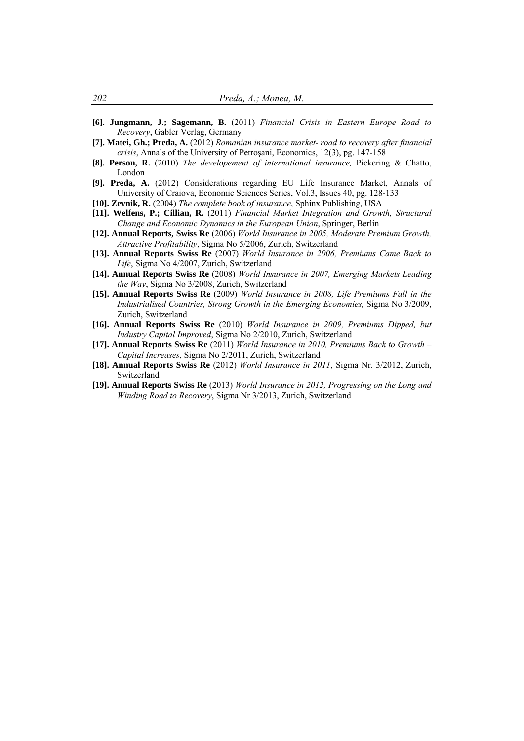**[6]. Jungmann, J.; Sagemann, B.** (2011) *Financial Crisis in Eastern Europe Road to Recovery*, Gabler Verlag, Germany

**[7]. Matei, Gh.; Preda, A.** (2012) *Romanian insurance market- road to recovery after financial crisis*, Annals of the University of Petroşani, Economics, 12(3), pg. 147-158

**[8]. Person, R.** (2010) *The developement of international insurance,* Pickering & Chatto, London

**[9]. Preda, A.** (2012) Considerations regarding EU Life Insurance Market, Annals of University of Craiova, Economic Sciences Series, Vol.3, Issues 40, pg. 128-133

**[10]. Zevnik, R.** (2004) *The complete book of insurance*, Sphinx Publishing, USA

**[11]. Welfens, P.; Cillian, R.** (2011) *Financial Market Integration and Growth, Structural Change and Economic Dynamics in the European Union*, Springer, Berlin

**[12]. Annual Reports, Swiss Re** (2006) *World Insurance in 2005, Moderate Premium Growth, Attractive Profitability*, Sigma No 5/2006, Zurich, Switzerland

**[13]. Annual Reports Swiss Re** (2007) *World Insurance in 2006, Premiums Came Back to Life*, Sigma No 4/2007, Zurich, Switzerland

**[14]. Annual Reports Swiss Re** (2008) *World Insurance in 2007, Emerging Markets Leading the Way*, Sigma No 3/2008, Zurich, Switzerland

**[15]. Annual Reports Swiss Re** (2009) *World Insurance in 2008, Life Premiums Fall in the Industrialised Countries, Strong Growth in the Emerging Economies,* Sigma No 3/2009, Zurich, Switzerland

**[16]. Annual Reports Swiss Re** (2010) *World Insurance in 2009, Premiums Dipped, but Industry Capital Improved*, Sigma No 2/2010, Zurich, Switzerland

**[17]. Annual Reports Swiss Re** (2011) *World Insurance in 2010, Premiums Back to Growth – Capital Increases*, Sigma No 2/2011, Zurich, Switzerland

**[18]. Annual Reports Swiss Re** (2012) *World Insurance in 2011*, Sigma Nr. 3/2012, Zurich, Switzerland

**[19]. Annual Reports Swiss Re** (2013) *World Insurance in 2012, Progressing on the Long and Winding Road to Recovery*, Sigma Nr 3/2013, Zurich, Switzerland